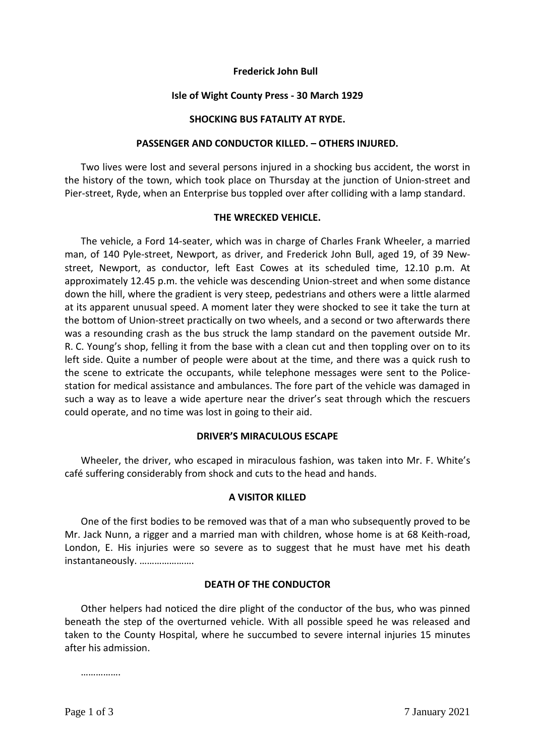**Frederick John Bull**

**Isle of Wight County Press - 30 March 1929**

**SHOCKING BUS FATALITY AT RYDE.**

**PASSENGER AND CONDUCTOR KILLED. – OTHERS INJURED.**

Two lives were lost and several persons injured in a shocking bus accident, the worst in the history of the town, which took place on Thursday at the junction of Union-street and Pier-street, Ryde, when an Enterprise bus toppled over after colliding with a lamp standard.

**THE WRECKED VEHICLE.**

The vehicle, a Ford 14-seater, which was in charge of Charles Frank Wheeler, a married man, of 140 Pyle-street, Newport, as driver, and Frederick John Bull, aged 19, of 39 New-street, Newport, as conductor, left East Cowes at its scheduled time, 12.10 p.m. At approximately 12.45 p.m. the vehicle was descending Union-street and when some distance down the hill, where the gradient is very steep, pedestrians and others were a little alarmed at its apparent unusual speed. A moment later they were shocked to see it take the turn at the bottom of Union-street practically on two wheels, and a second or two afterwards there was a resounding crash as the bus struck the lamp standard on the pavement outside Mr. R. C. Young's shop, felling it from the base with a clean cut and then toppling over on to its left side. Quite a number of people were about at the time, and there was a quick rush to the scene to extricate the occupants, while telephone messages were sent to the Police-station for medical assistance and ambulances. The fore part of the vehicle was damaged in such a way as to leave a wide aperture near the driver's seat through which the rescuers could operate, and no time was lost in going to their aid.

**DRIVER'S MIRACULOUS ESCAPE**

Wheeler, the driver, who escaped in miraculous fashion, was taken into Mr. F. White's café suffering considerably from shock and cuts to the head and hands.

**A VISITOR KILLED**

One of the first bodies to be removed was that of a man who subsequently proved to be Mr. Jack Nunn, a rigger and a married man with children, whose home is at 68 Keith-road, London, E. His injuries were so severe as to suggest that he must have met his death instantaneously. ………………….

**DEATH OF THE CONDUCTOR**

Other helpers had noticed the dire plight of the conductor of the bus, who was pinned beneath the step of the overturned vehicle. With all possible speed he was released and taken to the County Hospital, where he succumbed to severe internal injuries 15 minutes after his admission.

…………….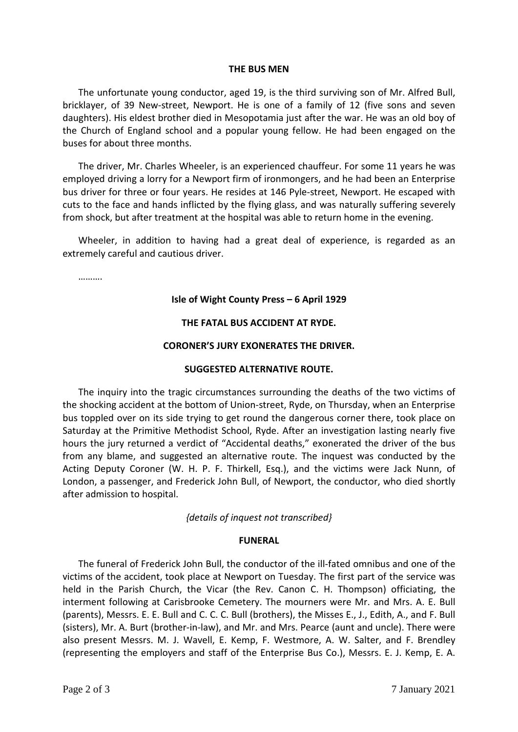**THE BUS MEN**

The unfortunate young conductor, aged 19, is the third surviving son of Mr. Alfred Bull, bricklayer, of 39 New-street, Newport. He is one of a family of 12 (five sons and seven daughters). His eldest brother died in Mesopotamia just after the war. He was an old boy of the Church of England school and a popular young fellow. He had been engaged on the buses for about three months.

The driver, Mr. Charles Wheeler, is an experienced chauffeur. For some 11 years he was employed driving a lorry for a Newport firm of ironmongers, and he had been an Enterprise bus driver for three or four years. He resides at 146 Pyle-street, Newport. He escaped with cuts to the face and hands inflicted by the flying glass, and was naturally suffering severely from shock, but after treatment at the hospital was able to return home in the evening.

Wheeler, in addition to having had a great deal of experience, is regarded as an extremely careful and cautious driver.

……….

**Isle of Wight County Press – 6 April 1929**

**THE FATAL BUS ACCIDENT AT RYDE.**

**CORONER'S JURY EXONERATES THE DRIVER.**

**SUGGESTED ALTERNATIVE ROUTE.**

The inquiry into the tragic circumstances surrounding the deaths of the two victims of the shocking accident at the bottom of Union-street, Ryde, on Thursday, when an Enterprise bus toppled over on its side trying to get round the dangerous corner there, took place on Saturday at the Primitive Methodist School, Ryde. After an investigation lasting nearly five hours the jury returned a verdict of "Accidental deaths," exonerated the driver of the bus from any blame, and suggested an alternative route. The inquest was conducted by the Acting Deputy Coroner (W. H. P. F. Thirkell, Esq.), and the victims were Jack Nunn, of London, a passenger, and Frederick John Bull, of Newport, the conductor, who died shortly after admission to hospital.

*{details of inquest not transcribed}*

**FUNERAL**

The funeral of Frederick John Bull, the conductor of the ill-fated omnibus and one of the victims of the accident, took place at Newport on Tuesday. The first part of the service was held in the Parish Church, the Vicar (the Rev. Canon C. H. Thompson) officiating, the interment following at Carisbrooke Cemetery. The mourners were Mr. and Mrs. A. E. Bull (parents), Messrs. E. E. Bull and C. C. C. Bull (brothers), the Misses E., J., Edith, A., and F. Bull (sisters), Mr. A. Burt (brother-in-law), and Mr. and Mrs. Pearce (aunt and uncle). There were also present Messrs. M. J. Wavell, E. Kemp, F. Westmore, A. W. Salter, and F. Brendley (representing the employers and staff of the Enterprise Bus Co.), Messrs. E. J. Kemp, E. A.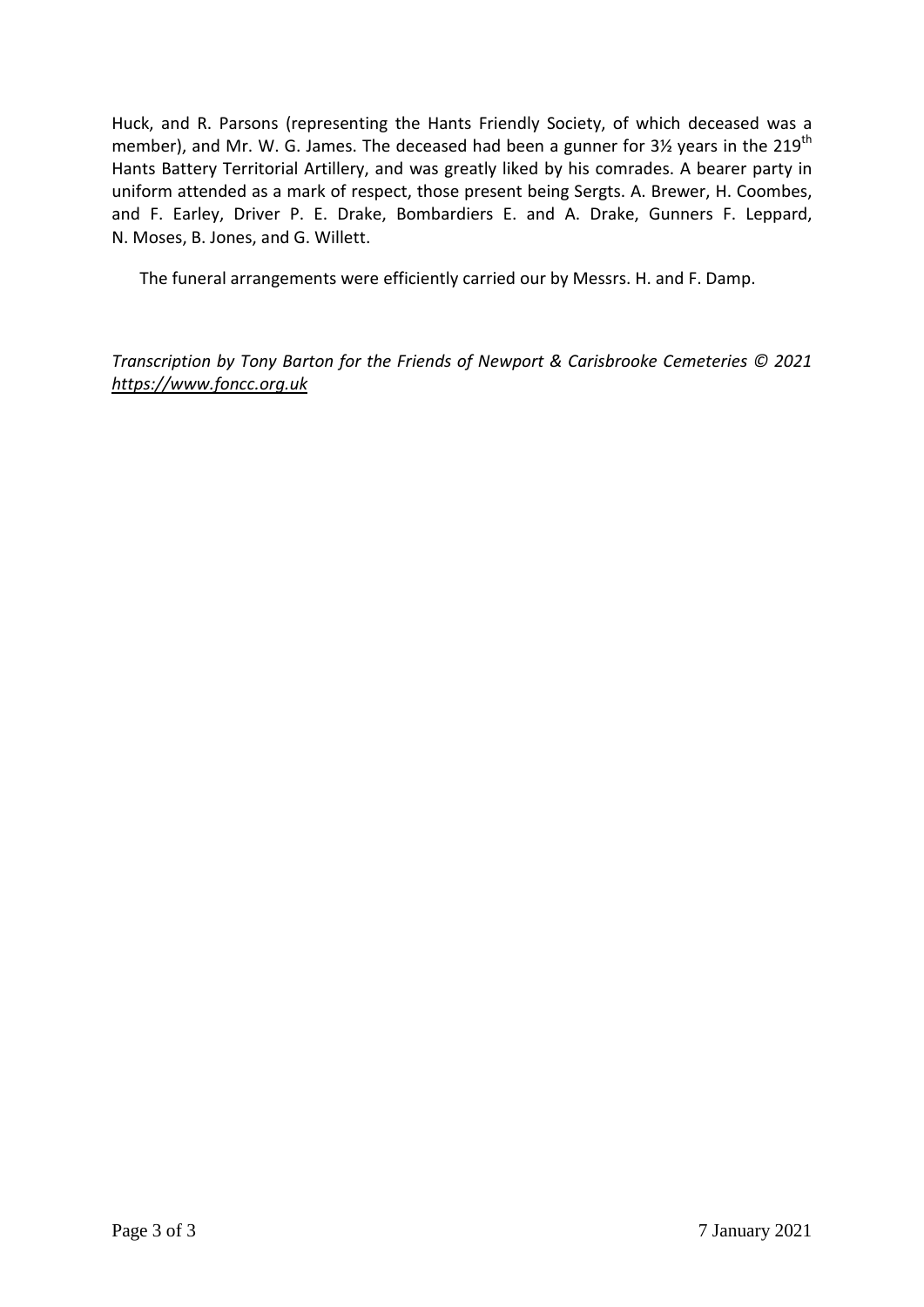Huck, and R. Parsons (representing the Hants Friendly Society, of which deceased was a member), and Mr. W. G. James. The deceased had been a gunner for 3½ years in the 219th Hants Battery Territorial Artillery, and was greatly liked by his comrades. A bearer party in uniform attended as a mark of respect, those present being Sergts. A. Brewer, H. Coombes, and F. Earley, Driver P. E. Drake, Bombardiers E. and A. Drake, Gunners F. Leppard, N. Moses, B. Jones, and G. Willett.

The funeral arrangements were efficiently carried our by Messrs. H. and F. Damp.

*Transcription by Tony Barton for the Friends of Newport & Carisbrooke Cemeteries © 2021*
*https://www.foncc.org.uk*

7 January 2021